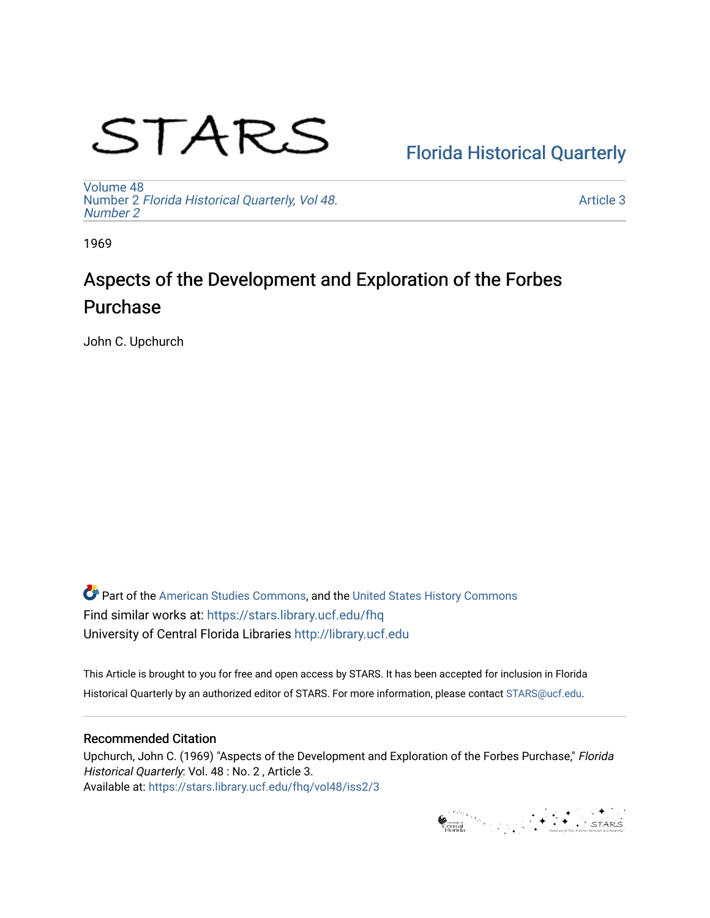STARS

Florida Historical Quarterly

Volume 48
Number 2 *Florida Historical Quarterly, Vol 48. Number 2*

Article 3

1969

# Aspects of the Development and Exploration of the Forbes Purchase

John C. Upchurch

Part of the American Studies Commons, and the United States History Commons
Find similar works at: https://stars.library.ucf.edu/fhq
University of Central Florida Libraries http://library.ucf.edu

This Article is brought to you for free and open access by STARS. It has been accepted for inclusion in Florida Historical Quarterly by an authorized editor of STARS. For more information, please contact STARS@ucf.edu.

## Recommended Citation

Upchurch, John C. (1969) "Aspects of the Development and Exploration of the Forbes Purchase," *Florida Historical Quarterly*: Vol. 48 : No. 2 , Article 3.
Available at: https://stars.library.ucf.edu/fhq/vol48/iss2/3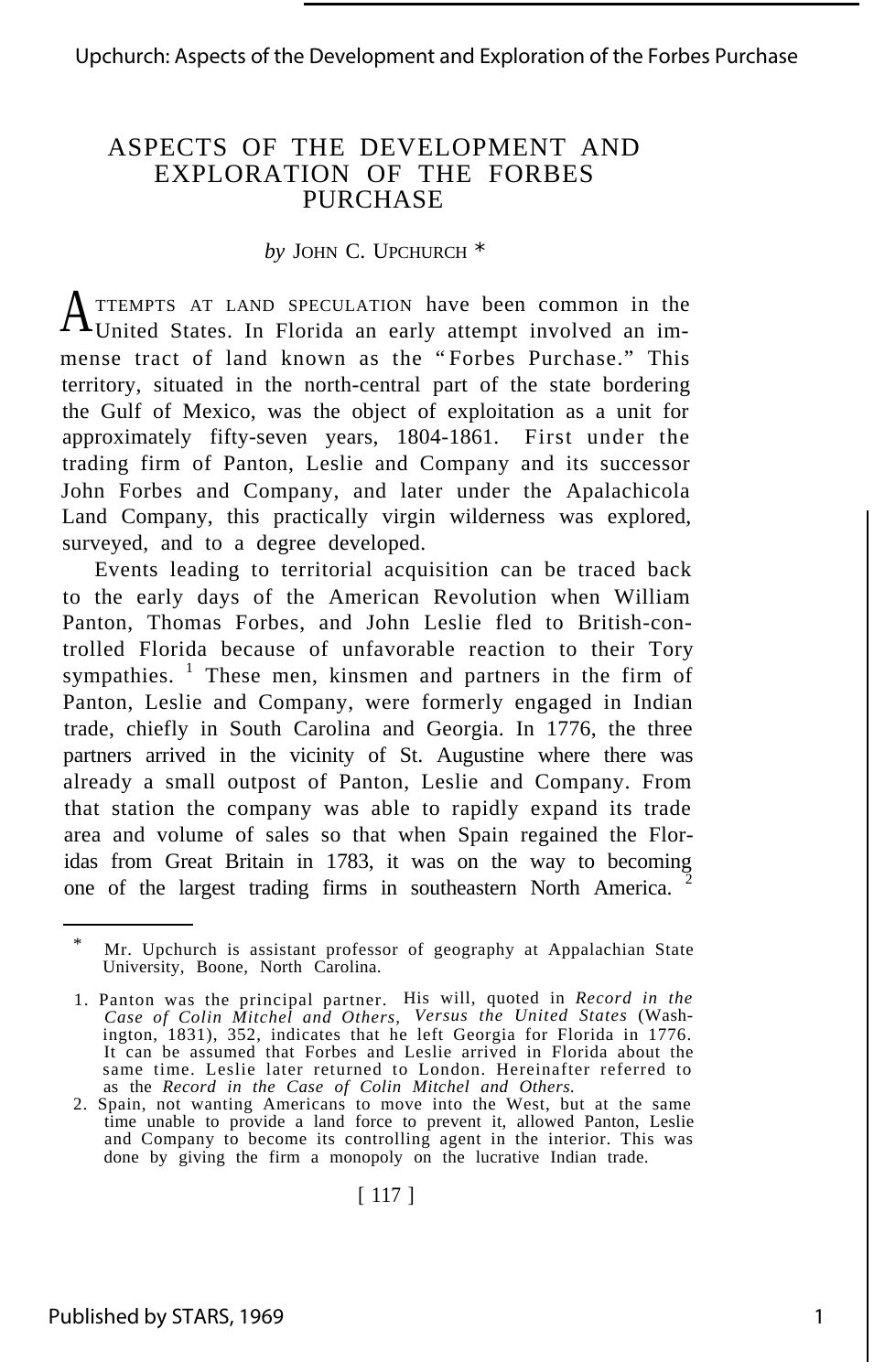# ASPECTS OF THE DEVELOPMENT AND EXPLORATION OF THE FORBES PURCHASE

*by* JOHN C. UPCHURCH *

ATTEMPTS AT LAND SPECULATION have been common in the United States. In Florida an early attempt involved an immense tract of land known as the "Forbes Purchase." This territory, situated in the north-central part of the state bordering the Gulf of Mexico, was the object of exploitation as a unit for approximately fifty-seven years, 1804-1861. First under the trading firm of Panton, Leslie and Company and its successor John Forbes and Company, and later under the Apalachicola Land Company, this practically virgin wilderness was explored, surveyed, and to a degree developed.

Events leading to territorial acquisition can be traced back to the early days of the American Revolution when William Panton, Thomas Forbes, and John Leslie fled to British-controlled Florida because of unfavorable reaction to their Tory sympathies. [1] These men, kinsmen and partners in the firm of Panton, Leslie and Company, were formerly engaged in Indian trade, chiefly in South Carolina and Georgia. In 1776, the three partners arrived in the vicinity of St. Augustine where there was already a small outpost of Panton, Leslie and Company. From that station the company was able to rapidly expand its trade area and volume of sales so that when Spain regained the Floridas from Great Britain in 1783, it was on the way to becoming one of the largest trading firms in southeastern North America. [2]

---

\* Mr. Upchurch is assistant professor of geography at Appalachian State University, Boone, North Carolina.

1. Panton was the principal partner. His will, quoted in *Record in the Case of Colin Mitchel and Others, Versus the United States* (Washington, 1831), 352, indicates that he left Georgia for Florida in 1776. It can be assumed that Forbes and Leslie arrived in Florida about the same time. Leslie later returned to London. Hereinafter referred to as the *Record in the Case of Colin Mitchel and Others.*

2. Spain, not wanting Americans to move into the West, but at the same time unable to provide a land force to prevent it, allowed Panton, Leslie and Company to become its controlling agent in the interior. This was done by giving the firm a monopoly on the lucrative Indian trade.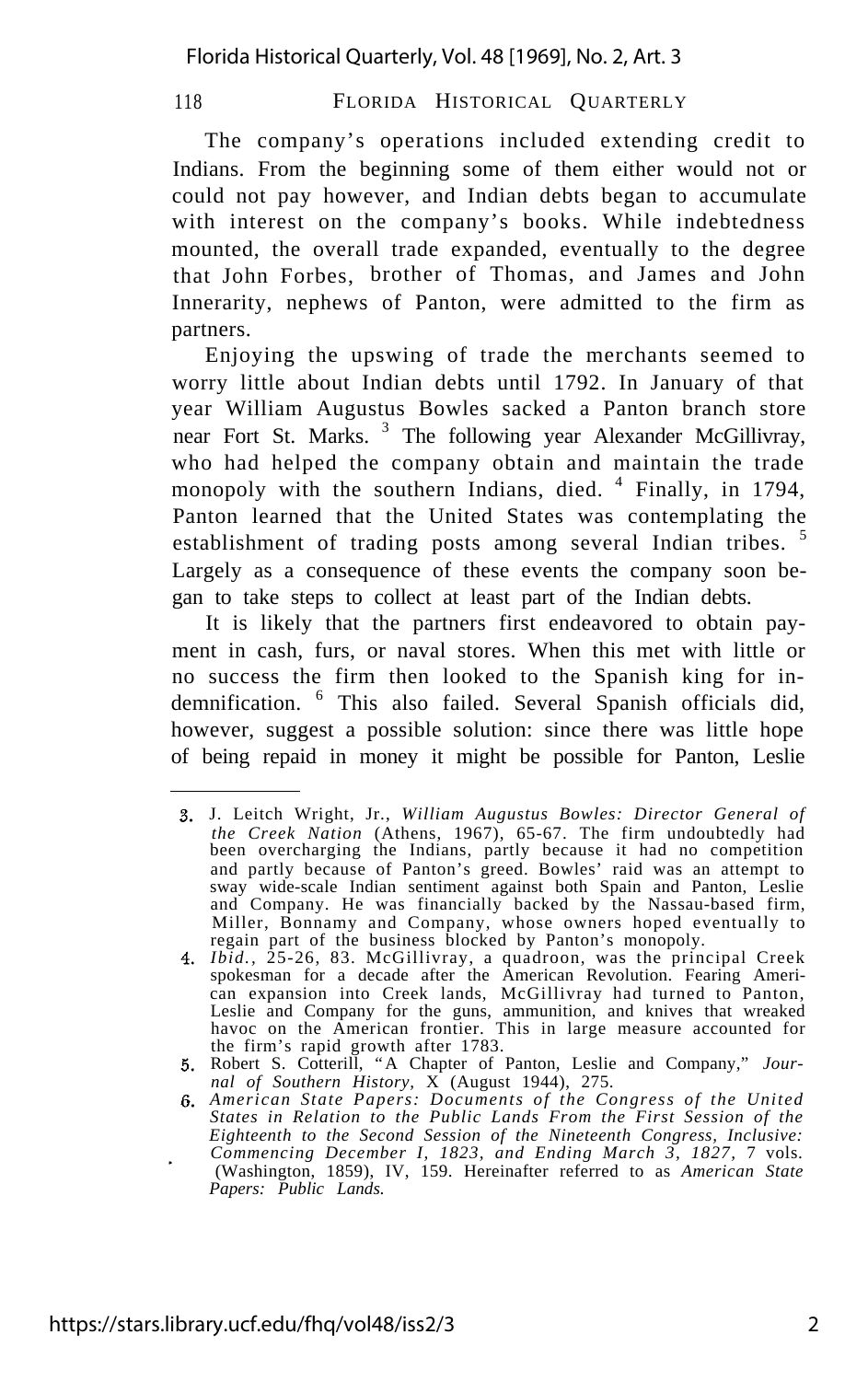The company's operations included extending credit to Indians. From the beginning some of them either would not or could not pay however, and Indian debts began to accumulate with interest on the company's books. While indebtedness mounted, the overall trade expanded, eventually to the degree that John Forbes, brother of Thomas, and James and John Innerarity, nephews of Panton, were admitted to the firm as partners.

Enjoying the upswing of trade the merchants seemed to worry little about Indian debts until 1792. In January of that year William Augustus Bowles sacked a Panton branch store near Fort St. Marks. [3] The following year Alexander McGillivray, who had helped the company obtain and maintain the trade monopoly with the southern Indians, died. [4] Finally, in 1794, Panton learned that the United States was contemplating the establishment of trading posts among several Indian tribes. [5] Largely as a consequence of these events the company soon began to take steps to collect at least part of the Indian debts.

It is likely that the partners first endeavored to obtain payment in cash, furs, or naval stores. When this met with little or no success the firm then looked to the Spanish king for indemnification. [6] This also failed. Several Spanish officials did, however, suggest a possible solution: since there was little hope of being repaid in money it might be possible for Panton, Leslie

---

3. J. Leitch Wright, Jr., *William Augustus Bowles: Director General of the Creek Nation* (Athens, 1967), 65-67. The firm undoubtedly had been overcharging the Indians, partly because it had no competition and partly because of Panton's greed. Bowles' raid was an attempt to sway wide-scale Indian sentiment against both Spain and Panton, Leslie and Company. He was financially backed by the Nassau-based firm, Miller, Bonnamy and Company, whose owners hoped eventually to regain part of the business blocked by Panton's monopoly.
4. *Ibid.*, 25-26, 83. McGillivray, a quadroon, was the principal Creek spokesman for a decade after the American Revolution. Fearing American expansion into Creek lands, McGillivray had turned to Panton, Leslie and Company for the guns, ammunition, and knives that wreaked havoc on the American frontier. This in large measure accounted for the firm's rapid growth after 1783.
5. Robert S. Cotterill, "A Chapter of Panton, Leslie and Company," *Journal of Southern History*, X (August 1944), 275.
6. *American State Papers: Documents of the Congress of the United States in Relation to the Public Lands From the First Session of the Eighteenth to the Second Session of the Nineteenth Congress, Inclusive: Commencing December I, 1823, and Ending March 3, 1827*, 7 vols. (Washington, 1859), IV, 159. Hereinafter referred to as *American State Papers: Public Lands.*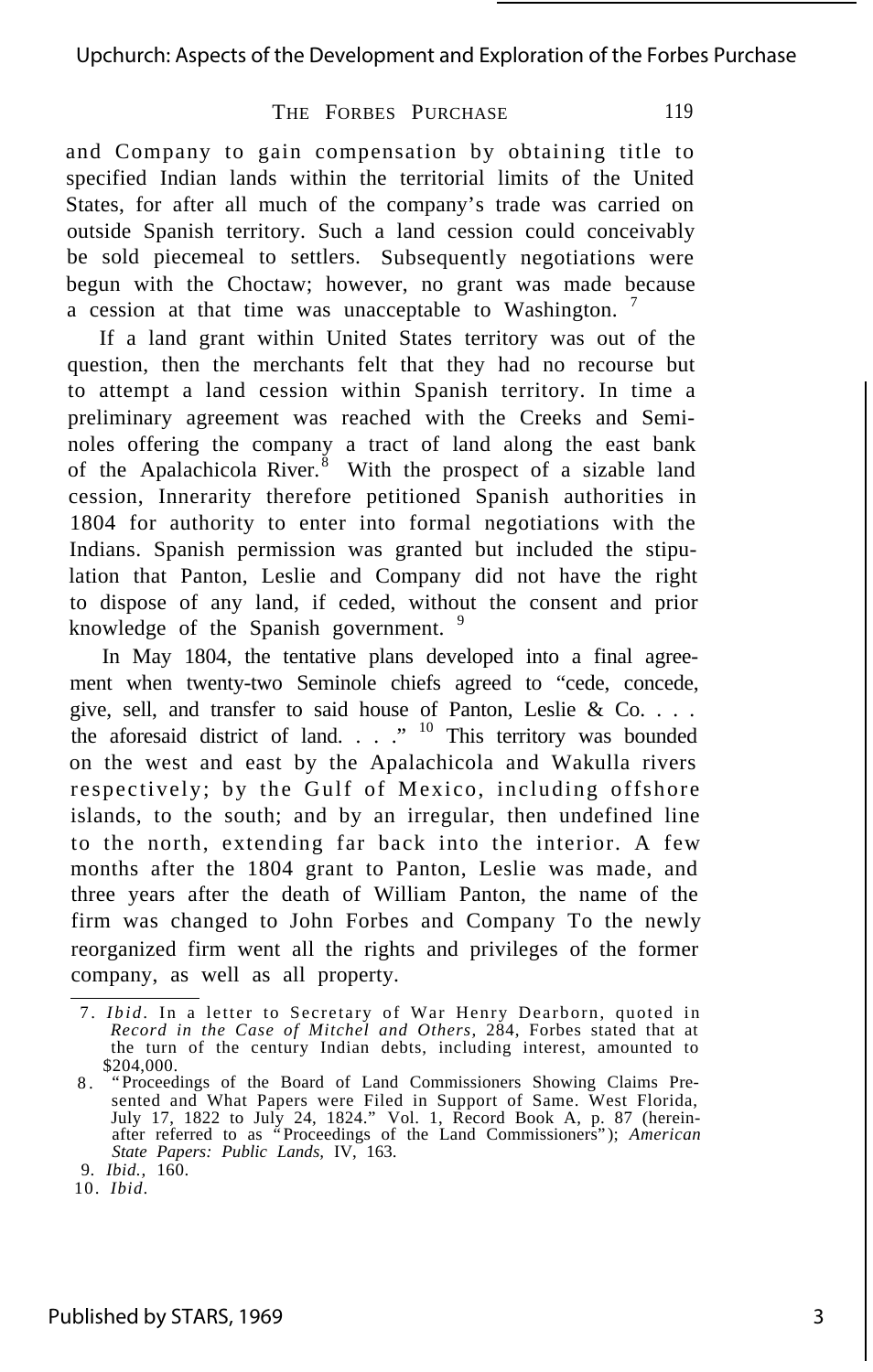and Company to gain compensation by obtaining title to specified Indian lands within the territorial limits of the United States, for after all much of the company's trade was carried on outside Spanish territory. Such a land cession could conceivably be sold piecemeal to settlers. Subsequently negotiations were begun with the Choctaw; however, no grant was made because a cession at that time was unacceptable to Washington. [7]

If a land grant within United States territory was out of the question, then the merchants felt that they had no recourse but to attempt a land cession within Spanish territory. In time a preliminary agreement was reached with the Creeks and Seminoles offering the company a tract of land along the east bank of the Apalachicola River. [8] With the prospect of a sizable land cession, Innerarity therefore petitioned Spanish authorities in 1804 for authority to enter into formal negotiations with the Indians. Spanish permission was granted but included the stipulation that Panton, Leslie and Company did not have the right to dispose of any land, if ceded, without the consent and prior knowledge of the Spanish government. [9]

In May 1804, the tentative plans developed into a final agreement when twenty-two Seminole chiefs agreed to "cede, concede, give, sell, and transfer to said house of Panton, Leslie & Co. . . . the aforesaid district of land. . . ." [10] This territory was bounded on the west and east by the Apalachicola and Wakulla rivers respectively; by the Gulf of Mexico, including offshore islands, to the south; and by an irregular, then undefined line to the north, extending far back into the interior. A few months after the 1804 grant to Panton, Leslie was made, and three years after the death of William Panton, the name of the firm was changed to John Forbes and Company To the newly reorganized firm went all the rights and privileges of the former company, as well as all property.

---

7. *Ibid*. In a letter to Secretary of War Henry Dearborn, quoted in *Record in the Case of Mitchel and Others*, 284, Forbes stated that at the turn of the century Indian debts, including interest, amounted to $204,000.
8. "Proceedings of the Board of Land Commissioners Showing Claims Presented and What Papers were Filed in Support of Same. West Florida, July 17, 1822 to July 24, 1824." Vol. 1, Record Book A, p. 87 (hereinafter referred to as "Proceedings of the Land Commissioners"); *American State Papers: Public Lands,* IV, 163.
9. *Ibid.,* 160.
10. *Ibid*.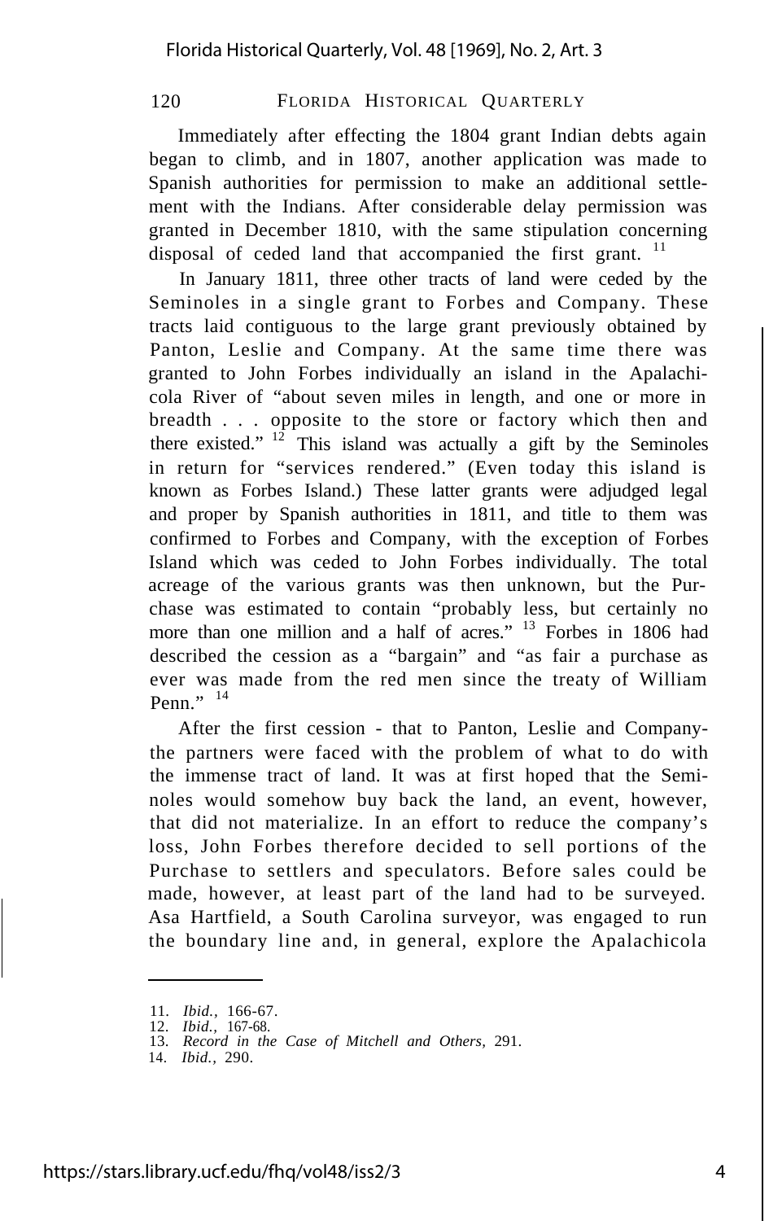Immediately after effecting the 1804 grant Indian debts again began to climb, and in 1807, another application was made to Spanish authorities for permission to make an additional settlement with the Indians. After considerable delay permission was granted in December 1810, with the same stipulation concerning disposal of ceded land that accompanied the first grant. [11]

In January 1811, three other tracts of land were ceded by the Seminoles in a single grant to Forbes and Company. These tracts laid contiguous to the large grant previously obtained by Panton, Leslie and Company. At the same time there was granted to John Forbes individually an island in the Apalachicola River of "about seven miles in length, and one or more in breadth . . . opposite to the store or factory which then and there existed." [12] This island was actually a gift by the Seminoles in return for "services rendered." (Even today this island is known as Forbes Island.) These latter grants were adjudged legal and proper by Spanish authorities in 1811, and title to them was confirmed to Forbes and Company, with the exception of Forbes Island which was ceded to John Forbes individually. The total acreage of the various grants was then unknown, but the Purchase was estimated to contain "probably less, but certainly no more than one million and a half of acres." [13] Forbes in 1806 had described the cession as a "bargain" and "as fair a purchase as ever was made from the red men since the treaty of William Penn." [14]

After the first cession - that to Panton, Leslie and Company- the partners were faced with the problem of what to do with the immense tract of land. It was at first hoped that the Seminoles would somehow buy back the land, an event, however, that did not materialize. In an effort to reduce the company's loss, John Forbes therefore decided to sell portions of the Purchase to settlers and speculators. Before sales could be made, however, at least part of the land had to be surveyed. Asa Hartfield, a South Carolina surveyor, was engaged to run the boundary line and, in general, explore the Apalachicola

11. *Ibid.,* 166-67.
12. *Ibid.,* 167-68.
13. *Record in the Case of Mitchell and Others,* 291.
14. *Ibid.,* 290.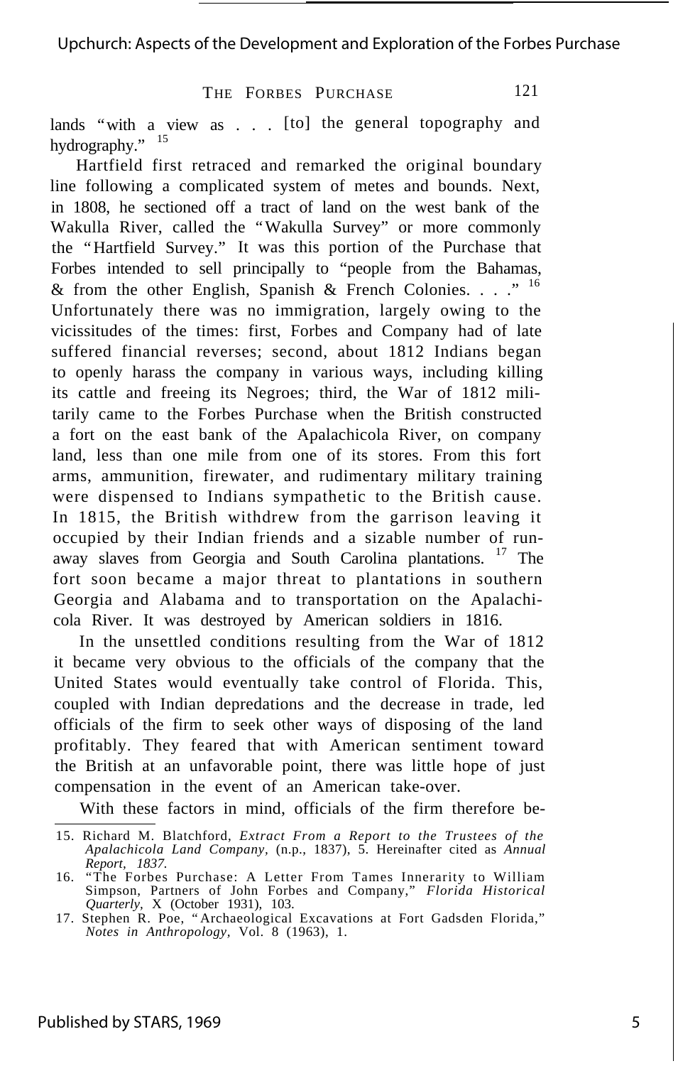lands "with a view as . . . [to] the general topography and hydrography." [15]

Hartfield first retraced and remarked the original boundary line following a complicated system of metes and bounds. Next, in 1808, he sectioned off a tract of land on the west bank of the Wakulla River, called the "Wakulla Survey" or more commonly the "Hartfield Survey." It was this portion of the Purchase that Forbes intended to sell principally to "people from the Bahamas, & from the other English, Spanish & French Colonies. . . ." [16] Unfortunately there was no immigration, largely owing to the vicissitudes of the times: first, Forbes and Company had of late suffered financial reverses; second, about 1812 Indians began to openly harass the company in various ways, including killing its cattle and freeing its Negroes; third, the War of 1812 militarily came to the Forbes Purchase when the British constructed a fort on the east bank of the Apalachicola River, on company land, less than one mile from one of its stores. From this fort arms, ammunition, firewater, and rudimentary military training were dispensed to Indians sympathetic to the British cause. In 1815, the British withdrew from the garrison leaving it occupied by their Indian friends and a sizable number of runaway slaves from Georgia and South Carolina plantations. [17] The fort soon became a major threat to plantations in southern Georgia and Alabama and to transportation on the Apalachicola River. It was destroyed by American soldiers in 1816.

In the unsettled conditions resulting from the War of 1812 it became very obvious to the officials of the company that the United States would eventually take control of Florida. This, coupled with Indian depredations and the decrease in trade, led officials of the firm to seek other ways of disposing of the land profitably. They feared that with American sentiment toward the British at an unfavorable point, there was little hope of just compensation in the event of an American take-over.

With these factors in mind, officials of the firm therefore be-

---

15. Richard M. Blatchford, *Extract From a Report to the Trustees of the Apalachicola Land Company,* (n.p., 1837), 5. Hereinafter cited as *Annual Report, 1837.*
16. "The Forbes Purchase: A Letter From Tames Innerarity to William Simpson, Partners of John Forbes and Company," *Florida Historical Quarterly,* X (October 1931), 103.
17. Stephen R. Poe, "Archaeological Excavations at Fort Gadsden Florida," *Notes in Anthropology,* Vol. 8 (1963), 1.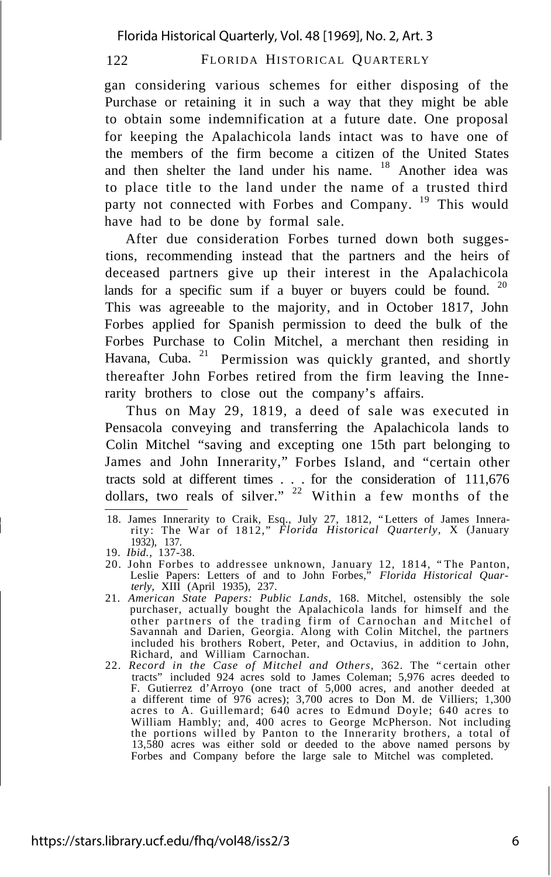gan considering various schemes for either disposing of the Purchase or retaining it in such a way that they might be able to obtain some indemnification at a future date. One proposal for keeping the Apalachicola lands intact was to have one of the members of the firm become a citizen of the United States and then shelter the land under his name. [18] Another idea was to place title to the land under the name of a trusted third party not connected with Forbes and Company. [19] This would have had to be done by formal sale.

After due consideration Forbes turned down both suggestions, recommending instead that the partners and the heirs of deceased partners give up their interest in the Apalachicola lands for a specific sum if a buyer or buyers could be found. [20] This was agreeable to the majority, and in October 1817, John Forbes applied for Spanish permission to deed the bulk of the Forbes Purchase to Colin Mitchel, a merchant then residing in Havana, Cuba. [21] Permission was quickly granted, and shortly thereafter John Forbes retired from the firm leaving the Innerarity brothers to close out the company's affairs.

Thus on May 29, 1819, a deed of sale was executed in Pensacola conveying and transferring the Apalachicola lands to Colin Mitchel "saving and excepting one 15th part belonging to James and John Innerarity," Forbes Island, and "certain other tracts sold at different times . . . for the consideration of 111,676 dollars, two reals of silver." [22] Within a few months of the

---

18. James Innerarity to Craik, Esq., July 27, 1812, "Letters of James Innerarity: The War of 1812," *Florida Historical Quarterly,* X (January 1932), 137.
19. *Ibid.,* 137-38.
20. John Forbes to addressee unknown, January 12, 1814, "The Panton, Leslie Papers: Letters of and to John Forbes," *Florida Historical Quarterly,* XIII (April 1935), 237.
21. *American State Papers: Public Lands,* 168. Mitchel, ostensibly the sole purchaser, actually bought the Apalachicola lands for himself and the other partners of the trading firm of Carnochan and Mitchel of Savannah and Darien, Georgia. Along with Colin Mitchel, the partners included his brothers Robert, Peter, and Octavius, in addition to John, Richard, and William Carnochan.
22. *Record in the Case of Mitchel and Others,* 362. The "certain other tracts" included 924 acres sold to James Coleman; 5,976 acres deeded to F. Gutierrez d'Arroyo (one tract of 5,000 acres, and another deeded at a different time of 976 acres); 3,700 acres to Don M. de Villiers; 1,300 acres to A. Guillemard; 640 acres to Edmund Doyle; 640 acres to William Hambly; and, 400 acres to George McPherson. Not including the portions willed by Panton to the Innerarity brothers, a total of 13,580 acres was either sold or deeded to the above named persons by Forbes and Company before the large sale to Mitchel was completed.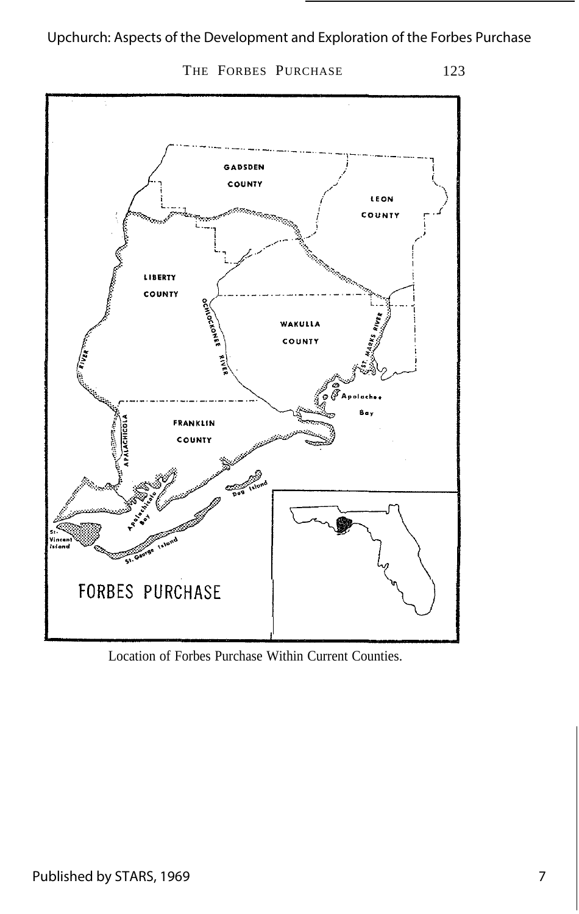Location of Forbes Purchase Within Current Counties.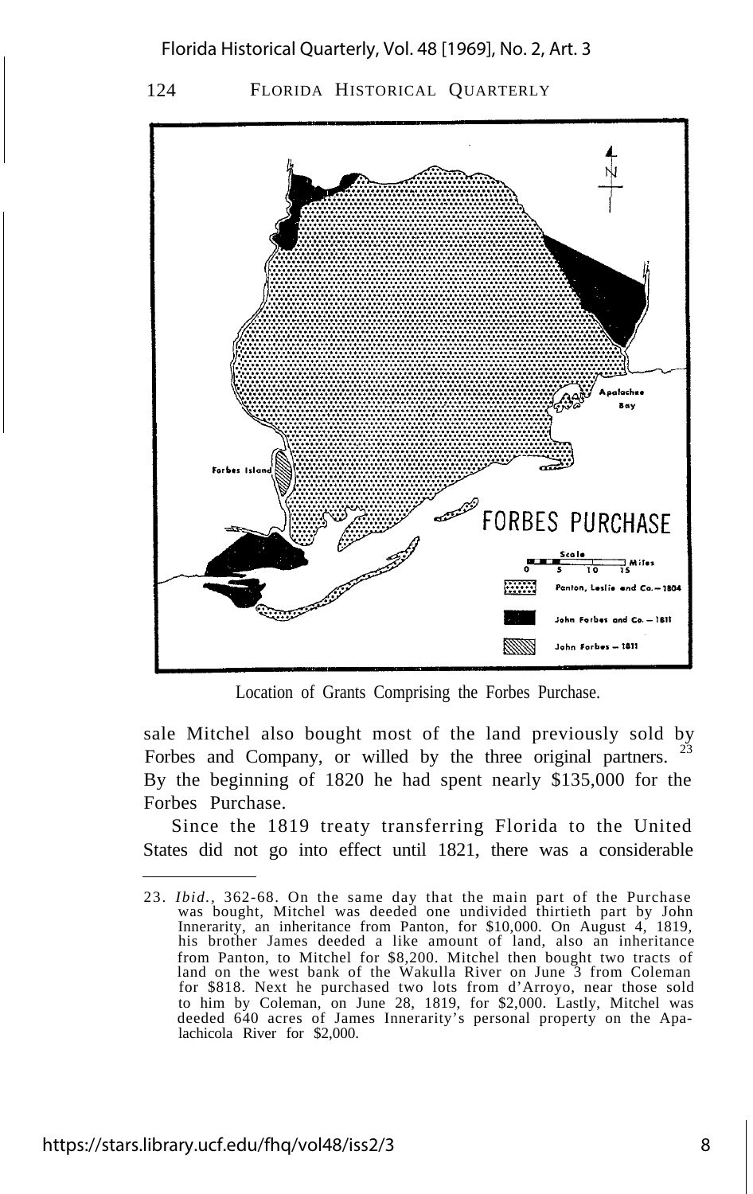Location of Grants Comprising the Forbes Purchase.

sale Mitchel also bought most of the land previously sold by Forbes and Company, or willed by the three original partners.[23] By the beginning of 1820 he had spent nearly $135,000 for the Forbes Purchase.

Since the 1819 treaty transferring Florida to the United States did not go into effect until 1821, there was a considerable

---

23. *Ibid.*, 362-68. On the same day that the main part of the Purchase was bought, Mitchel was deeded one undivided thirtieth part by John Innerarity, an inheritance from Panton, for $10,000. On August 4, 1819, his brother James deeded a like amount of land, also an inheritance from Panton, to Mitchel for $8,200. Mitchel then bought two tracts of land on the west bank of the Wakulla River on June 3 from Coleman for $818. Next he purchased two lots from d'Arroyo, near those sold to him by Coleman, on June 28, 1819, for $2,000. Lastly, Mitchel was deeded 640 acres of James Innerarity's personal property on the Apalachicola River for $2,000.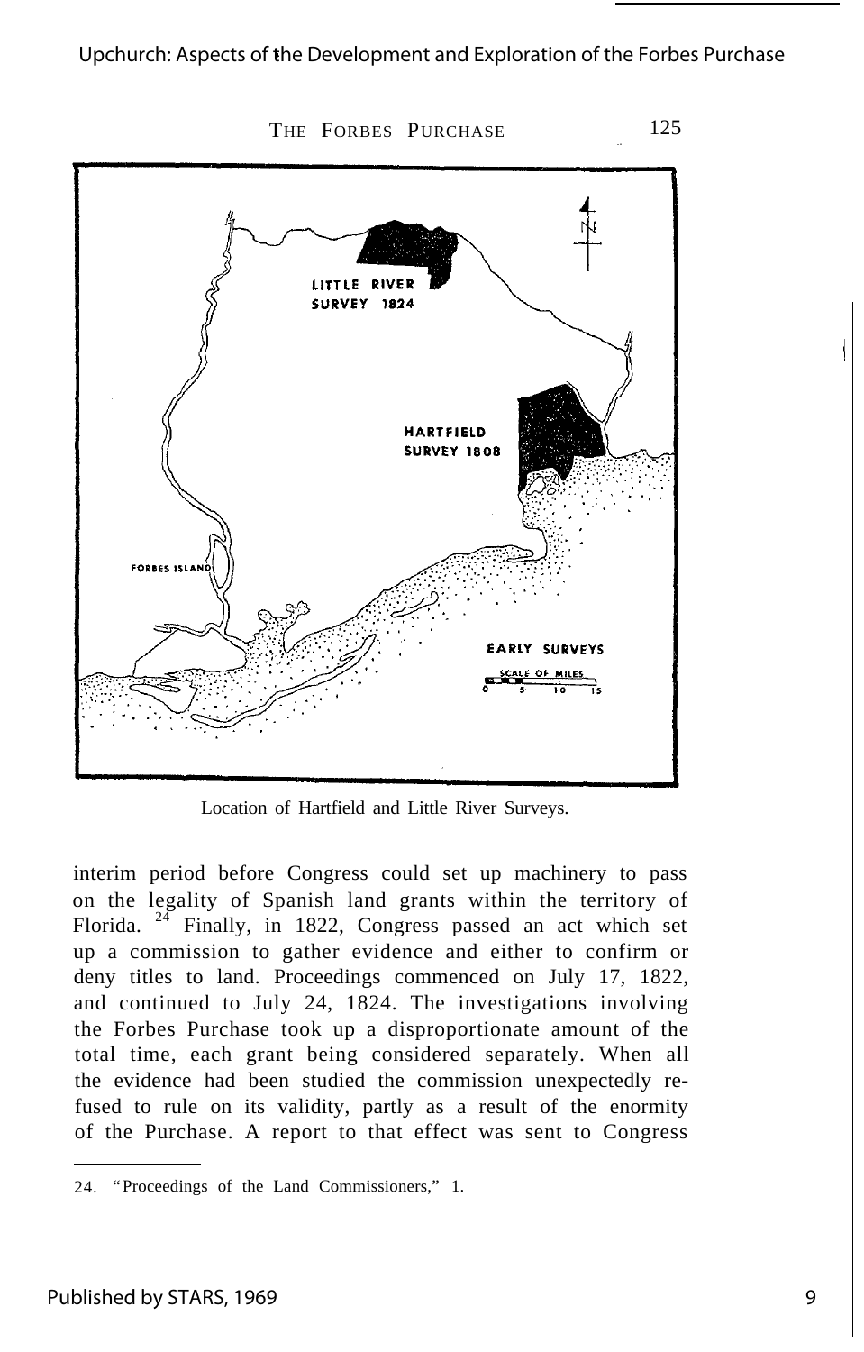Location of Hartfield and Little River Surveys.

interim period before Congress could set up machinery to pass on the legality of Spanish land grants within the territory of Florida. [24] Finally, in 1822, Congress passed an act which set up a commission to gather evidence and either to confirm or deny titles to land. Proceedings commenced on July 17, 1822, and continued to July 24, 1824. The investigations involving the Forbes Purchase took up a disproportionate amount of the total time, each grant being considered separately. When all the evidence had been studied the commission unexpectedly refused to rule on its validity, partly as a result of the enormity of the Purchase. A report to that effect was sent to Congress

24. "Proceedings of the Land Commissioners," 1.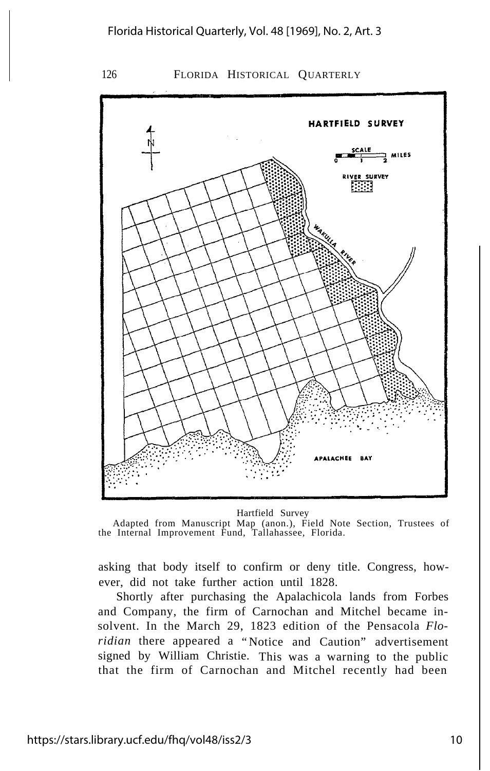Hartfield Survey

Adapted from Manuscript Map (anon.), Field Note Section, Trustees of the Internal Improvement Fund, Tallahassee, Florida.

asking that body itself to confirm or deny title. Congress, however, did not take further action until 1828.

Shortly after purchasing the Apalachicola lands from Forbes and Company, the firm of Carnochan and Mitchel became insolvent. In the March 29, 1823 edition of the Pensacola *Floridian* there appeared a "Notice and Caution" advertisement signed by William Christie. This was a warning to the public that the firm of Carnochan and Mitchel recently had been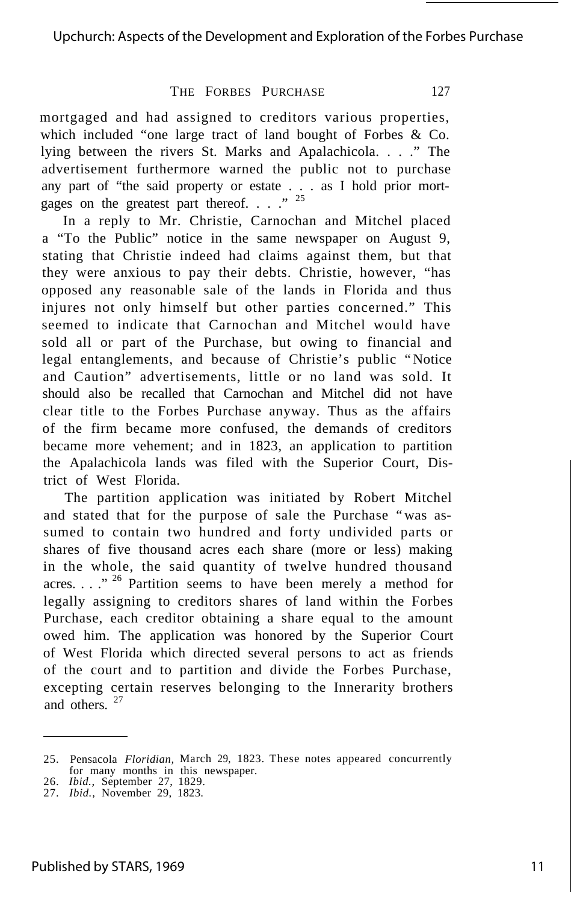mortgaged and had assigned to creditors various properties, which included "one large tract of land bought of Forbes & Co. lying between the rivers St. Marks and Apalachicola. . . ." The advertisement furthermore warned the public not to purchase any part of "the said property or estate . . . as I hold prior mortgages on the greatest part thereof. . . ."[25]

In a reply to Mr. Christie, Carnochan and Mitchel placed a "To the Public" notice in the same newspaper on August 9, stating that Christie indeed had claims against them, but that they were anxious to pay their debts. Christie, however, "has opposed any reasonable sale of the lands in Florida and thus injures not only himself but other parties concerned." This seemed to indicate that Carnochan and Mitchel would have sold all or part of the Purchase, but owing to financial and legal entanglements, and because of Christie's public "Notice and Caution" advertisements, little or no land was sold. It should also be recalled that Carnochan and Mitchel did not have clear title to the Forbes Purchase anyway. Thus as the affairs of the firm became more confused, the demands of creditors became more vehement; and in 1823, an application to partition the Apalachicola lands was filed with the Superior Court, District of West Florida.

The partition application was initiated by Robert Mitchel and stated that for the purpose of sale the Purchase "was assumed to contain two hundred and forty undivided parts or shares of five thousand acres each share (more or less) making in the whole, the said quantity of twelve hundred thousand acres. . . ."[26] Partition seems to have been merely a method for legally assigning to creditors shares of land within the Forbes Purchase, each creditor obtaining a share equal to the amount owed him. The application was honored by the Superior Court of West Florida which directed several persons to act as friends of the court and to partition and divide the Forbes Purchase, excepting certain reserves belonging to the Innerarity brothers and others.[27]

---

25. Pensacola *Floridian,* March 29, 1823. These notes appeared concurrently for many months in this newspaper.
26. *Ibid.,* September 27, 1829.
27. *Ibid.,* November 29, 1823.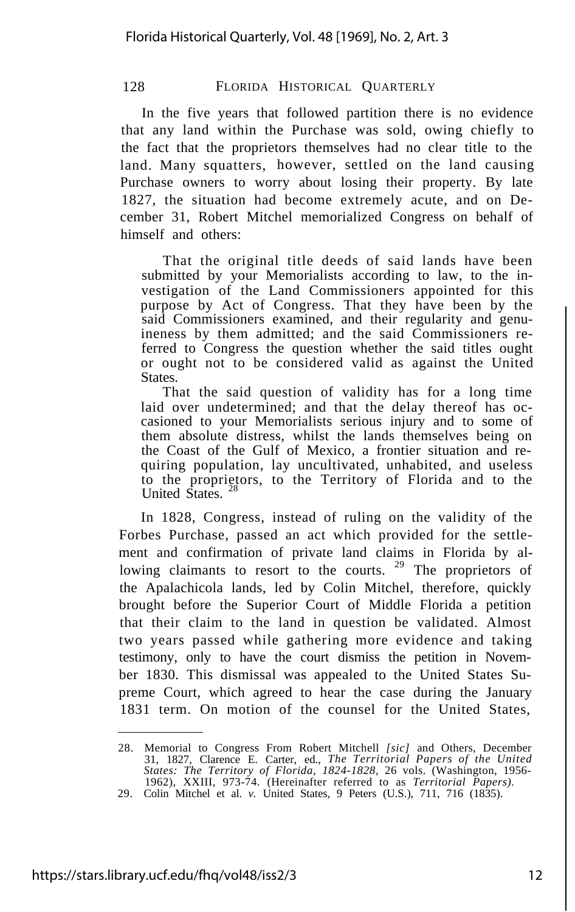In the five years that followed partition there is no evidence that any land within the Purchase was sold, owing chiefly to the fact that the proprietors themselves had no clear title to the land. Many squatters, however, settled on the land causing Purchase owners to worry about losing their property. By late 1827, the situation had become extremely acute, and on December 31, Robert Mitchel memorialized Congress on behalf of himself and others:

> That the original title deeds of said lands have been submitted by your Memorialists according to law, to the investigation of the Land Commissioners appointed for this purpose by Act of Congress. That they have been by the said Commissioners examined, and their regularity and genuineness by them admitted; and the said Commissioners referred to Congress the question whether the said titles ought or ought not to be considered valid as against the United States.
>
> That the said question of validity has for a long time laid over undetermined; and that the delay thereof has occasioned to your Memorialists serious injury and to some of them absolute distress, whilst the lands themselves being on the Coast of the Gulf of Mexico, a frontier situation and requiring population, lay uncultivated, unhabited, and useless to the proprietors, to the Territory of Florida and to the United States. [28]

In 1828, Congress, instead of ruling on the validity of the Forbes Purchase, passed an act which provided for the settlement and confirmation of private land claims in Florida by allowing claimants to resort to the courts. [29] The proprietors of the Apalachicola lands, led by Colin Mitchel, therefore, quickly brought before the Superior Court of Middle Florida a petition that their claim to the land in question be validated. Almost two years passed while gathering more evidence and taking testimony, only to have the court dismiss the petition in November 1830. This dismissal was appealed to the United States Supreme Court, which agreed to hear the case during the January 1831 term. On motion of the counsel for the United States,

---

28. Memorial to Congress From Robert Mitchell *[sic]* and Others, December 31, 1827, Clarence E. Carter, ed., *The Territorial Papers of the United States: The Territory of Florida, 1824-1828*, 26 vols. (Washington, 1956-1962), XXIII, 973-74. (Hereinafter referred to as *Territorial Papers)*.
29. Colin Mitchel et al. *v.* United States, 9 Peters (U.S.), 711, 716 (1835).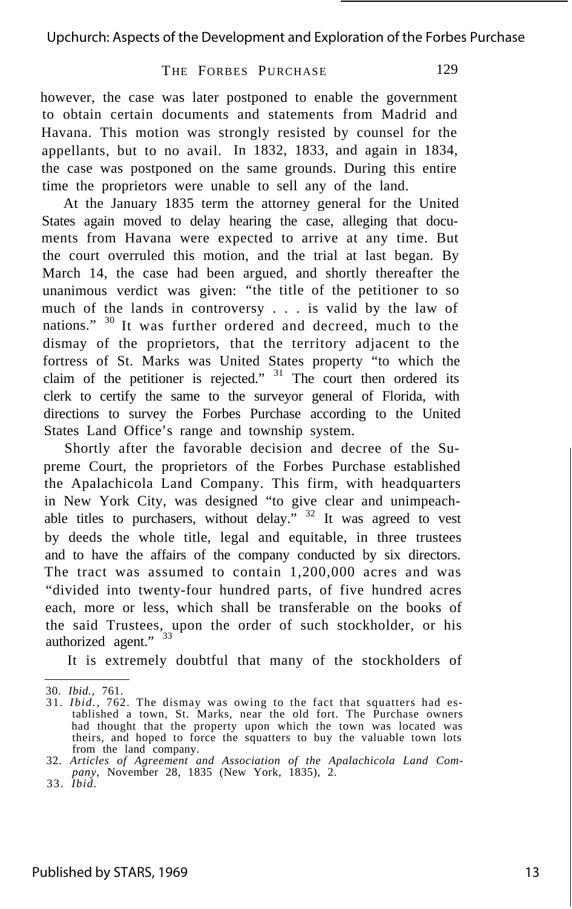however, the case was later postponed to enable the government to obtain certain documents and statements from Madrid and Havana. This motion was strongly resisted by counsel for the appellants, but to no avail. In 1832, 1833, and again in 1834, the case was postponed on the same grounds. During this entire time the proprietors were unable to sell any of the land.

At the January 1835 term the attorney general for the United States again moved to delay hearing the case, alleging that documents from Havana were expected to arrive at any time. But the court overruled this motion, and the trial at last began. By March 14, the case had been argued, and shortly thereafter the unanimous verdict was given: "the title of the petitioner to so much of the lands in controversy . . . is valid by the law of nations." [30] It was further ordered and decreed, much to the dismay of the proprietors, that the territory adjacent to the fortress of St. Marks was United States property "to which the claim of the petitioner is rejected." [31] The court then ordered its clerk to certify the same to the surveyor general of Florida, with directions to survey the Forbes Purchase according to the United States Land Office's range and township system.

Shortly after the favorable decision and decree of the Supreme Court, the proprietors of the Forbes Purchase established the Apalachicola Land Company. This firm, with headquarters in New York City, was designed "to give clear and unimpeachable titles to purchasers, without delay." [32] It was agreed to vest by deeds the whole title, legal and equitable, in three trustees and to have the affairs of the company conducted by six directors. The tract was assumed to contain 1,200,000 acres and was "divided into twenty-four hundred parts, of five hundred acres each, more or less, which shall be transferable on the books of the said Trustees, upon the order of such stockholder, or his authorized agent." [33]

It is extremely doubtful that many of the stockholders of

---

30. *Ibid.*, 761.
31. *Ibid.*, 762. The dismay was owing to the fact that squatters had established a town, St. Marks, near the old fort. The Purchase owners had thought that the property upon which the town was located was theirs, and hoped to force the squatters to buy the valuable town lots from the land company.
32. *Articles of Agreement and Association of the Apalachicola Land Company,* November 28, 1835 (New York, 1835), 2.
33. *Ibid.*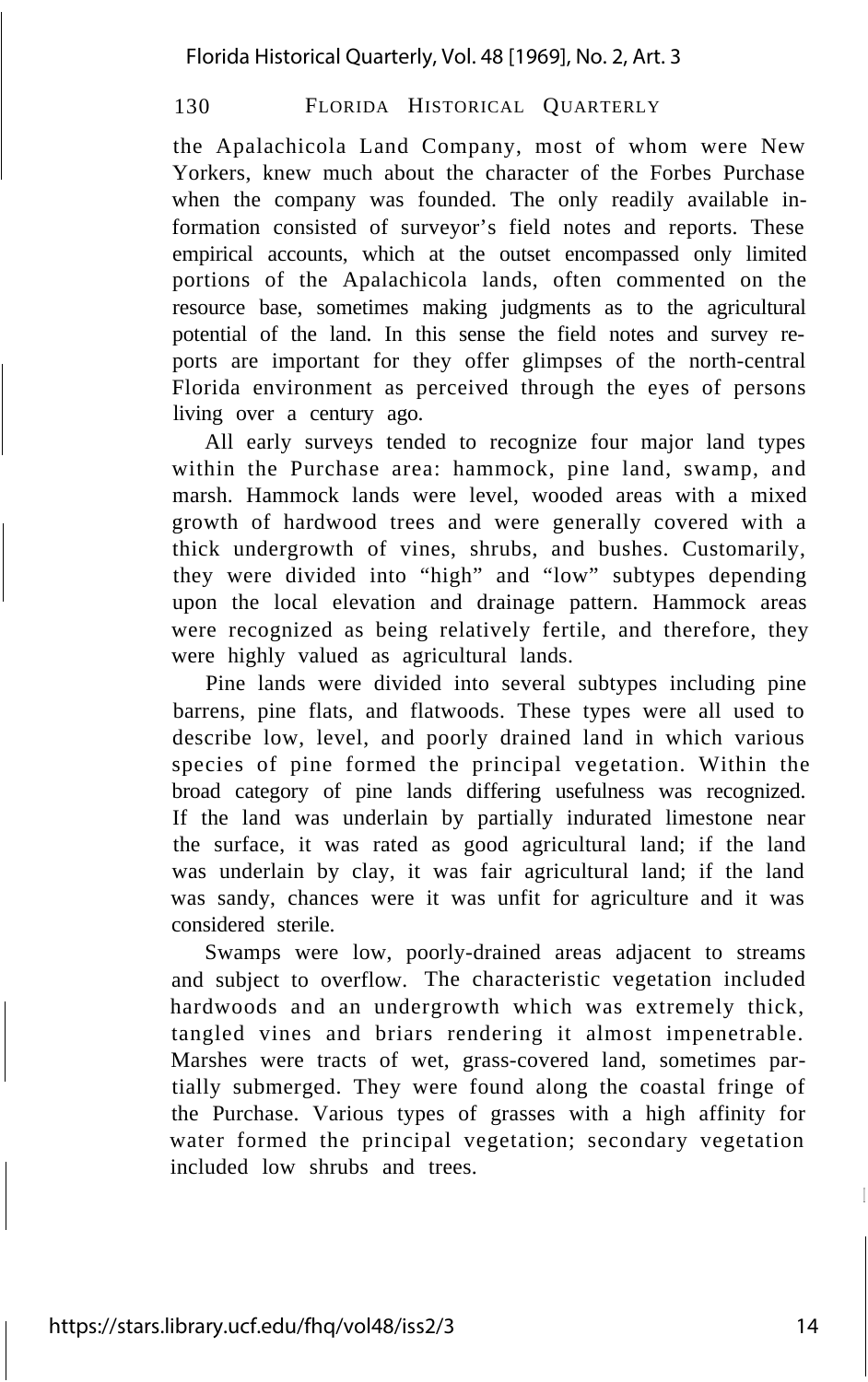the Apalachicola Land Company, most of whom were New Yorkers, knew much about the character of the Forbes Purchase when the company was founded. The only readily available information consisted of surveyor's field notes and reports. These empirical accounts, which at the outset encompassed only limited portions of the Apalachicola lands, often commented on the resource base, sometimes making judgments as to the agricultural potential of the land. In this sense the field notes and survey reports are important for they offer glimpses of the north-central Florida environment as perceived through the eyes of persons living over a century ago.

All early surveys tended to recognize four major land types within the Purchase area: hammock, pine land, swamp, and marsh. Hammock lands were level, wooded areas with a mixed growth of hardwood trees and were generally covered with a thick undergrowth of vines, shrubs, and bushes. Customarily, they were divided into "high" and "low" subtypes depending upon the local elevation and drainage pattern. Hammock areas were recognized as being relatively fertile, and therefore, they were highly valued as agricultural lands.

Pine lands were divided into several subtypes including pine barrens, pine flats, and flatwoods. These types were all used to describe low, level, and poorly drained land in which various species of pine formed the principal vegetation. Within the broad category of pine lands differing usefulness was recognized. If the land was underlain by partially indurated limestone near the surface, it was rated as good agricultural land; if the land was underlain by clay, it was fair agricultural land; if the land was sandy, chances were it was unfit for agriculture and it was considered sterile.

Swamps were low, poorly-drained areas adjacent to streams and subject to overflow. The characteristic vegetation included hardwoods and an undergrowth which was extremely thick, tangled vines and briars rendering it almost impenetrable. Marshes were tracts of wet, grass-covered land, sometimes partially submerged. They were found along the coastal fringe of the Purchase. Various types of grasses with a high affinity for water formed the principal vegetation; secondary vegetation included low shrubs and trees.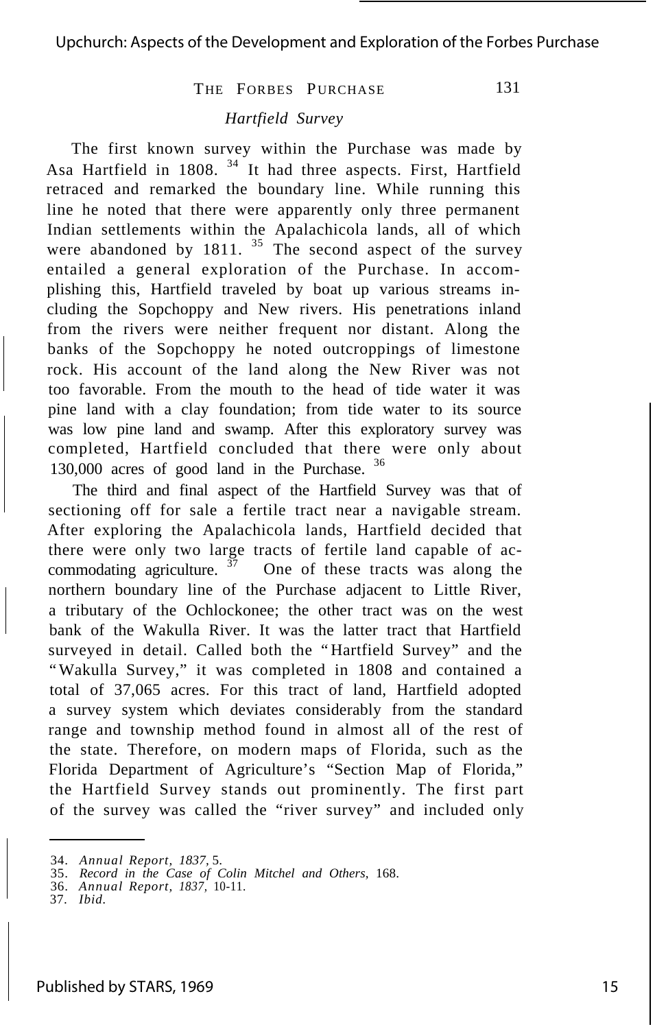### *Hartfield Survey*

The first known survey within the Purchase was made by Asa Hartfield in 1808. [34] It had three aspects. First, Hartfield retraced and remarked the boundary line. While running this line he noted that there were apparently only three permanent Indian settlements within the Apalachicola lands, all of which were abandoned by 1811. [35] The second aspect of the survey entailed a general exploration of the Purchase. In accomplishing this, Hartfield traveled by boat up various streams including the Sopchoppy and New rivers. His penetrations inland from the rivers were neither frequent nor distant. Along the banks of the Sopchoppy he noted outcroppings of limestone rock. His account of the land along the New River was not too favorable. From the mouth to the head of tide water it was pine land with a clay foundation; from tide water to its source was low pine land and swamp. After this exploratory survey was completed, Hartfield concluded that there were only about 130,000 acres of good land in the Purchase. [36]

The third and final aspect of the Hartfield Survey was that of sectioning off for sale a fertile tract near a navigable stream. After exploring the Apalachicola lands, Hartfield decided that there were only two large tracts of fertile land capable of accommodating agriculture. [37] One of these tracts was along the northern boundary line of the Purchase adjacent to Little River, a tributary of the Ochlockonee; the other tract was on the west bank of the Wakulla River. It was the latter tract that Hartfield surveyed in detail. Called both the "Hartfield Survey" and the "Wakulla Survey," it was completed in 1808 and contained a total of 37,065 acres. For this tract of land, Hartfield adopted a survey system which deviates considerably from the standard range and township method found in almost all of the rest of the state. Therefore, on modern maps of Florida, such as the Florida Department of Agriculture's "Section Map of Florida," the Hartfield Survey stands out prominently. The first part of the survey was called the "river survey" and included only

---

34. *Annual Report, 1837,* 5.
35. *Record in the Case of Colin Mitchel and Others,* 168.
36. *Annual Report, 1837,* 10-11.
37. *Ibid.*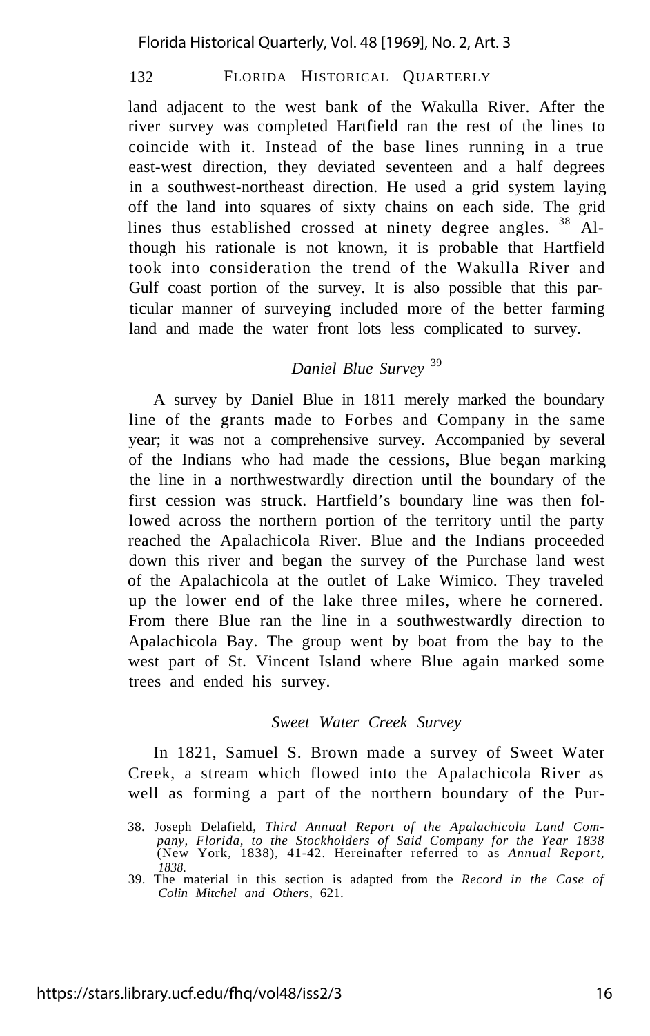land adjacent to the west bank of the Wakulla River. After the river survey was completed Hartfield ran the rest of the lines to coincide with it. Instead of the base lines running in a true east-west direction, they deviated seventeen and a half degrees in a southwest-northeast direction. He used a grid system laying off the land into squares of sixty chains on each side. The grid lines thus established crossed at ninety degree angles. [38] Although his rationale is not known, it is probable that Hartfield took into consideration the trend of the Wakulla River and Gulf coast portion of the survey. It is also possible that this particular manner of surveying included more of the better farming land and made the water front lots less complicated to survey.

### *Daniel Blue Survey* [39]

A survey by Daniel Blue in 1811 merely marked the boundary line of the grants made to Forbes and Company in the same year; it was not a comprehensive survey. Accompanied by several of the Indians who had made the cessions, Blue began marking the line in a northwestwardly direction until the boundary of the first cession was struck. Hartfield's boundary line was then followed across the northern portion of the territory until the party reached the Apalachicola River. Blue and the Indians proceeded down this river and began the survey of the Purchase land west of the Apalachicola at the outlet of Lake Wimico. They traveled up the lower end of the lake three miles, where he cornered. From there Blue ran the line in a southwestwardly direction to Apalachicola Bay. The group went by boat from the bay to the west part of St. Vincent Island where Blue again marked some trees and ended his survey.

### *Sweet Water Creek Survey*

In 1821, Samuel S. Brown made a survey of Sweet Water Creek, a stream which flowed into the Apalachicola River as well as forming a part of the northern boundary of the Pur-

---

38. Joseph Delafield, *Third Annual Report of the Apalachicola Land Company, Florida, to the Stockholders of Said Company for the Year 1838* (New York, 1838), 41-42. Hereinafter referred to as *Annual Report, 1838.*
39. The material in this section is adapted from the *Record in the Case of Colin Mitchel and Others,* 621.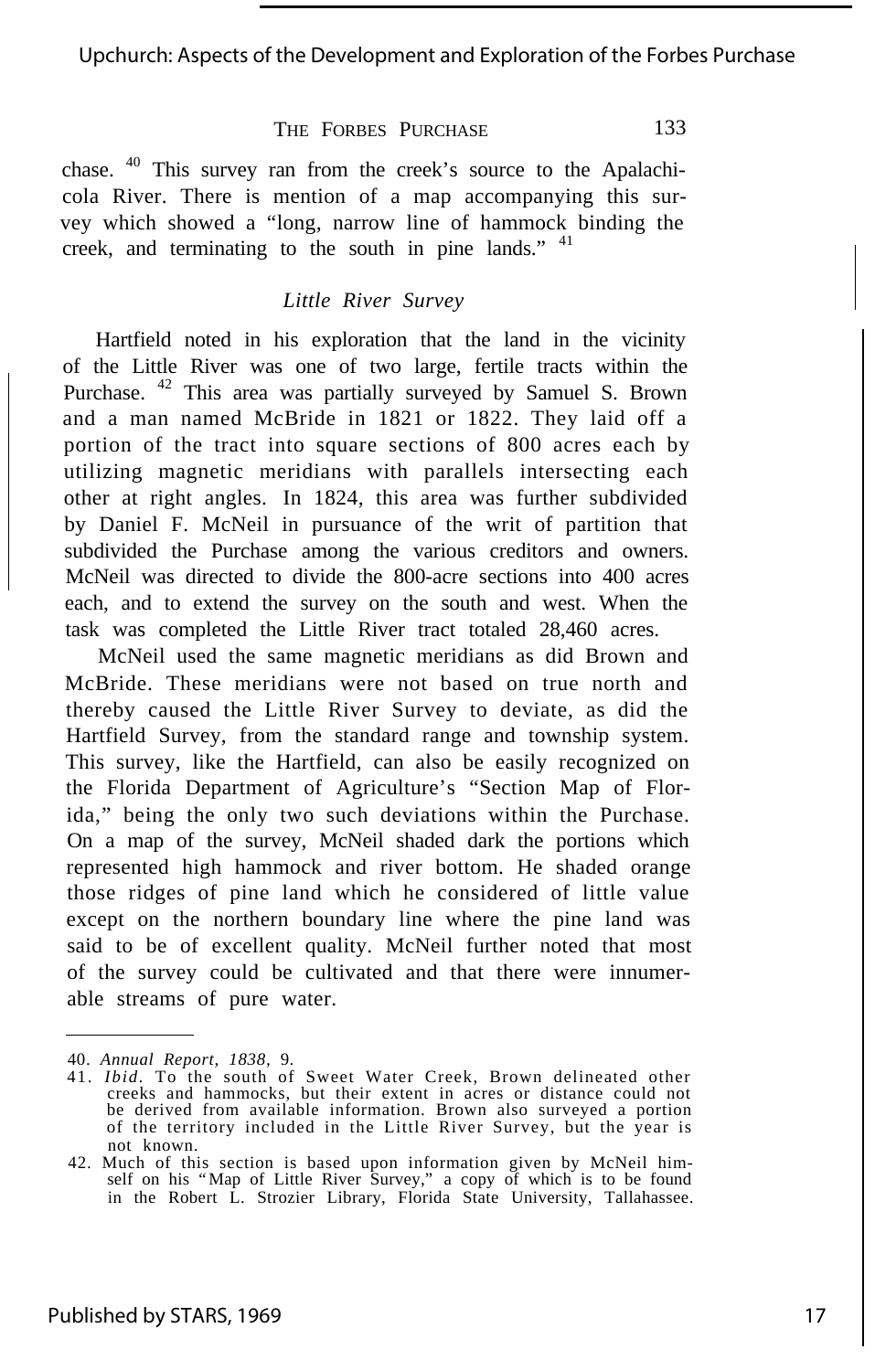chase.[40] This survey ran from the creek's source to the Apalachicola River. There is mention of a map accompanying this survey which showed a "long, narrow line of hammock binding the creek, and terminating to the south in pine lands."[41]

### *Little River Survey*

Hartfield noted in his exploration that the land in the vicinity of the Little River was one of two large, fertile tracts within the Purchase.[42] This area was partially surveyed by Samuel S. Brown and a man named McBride in 1821 or 1822. They laid off a portion of the tract into square sections of 800 acres each by utilizing magnetic meridians with parallels intersecting each other at right angles. In 1824, this area was further subdivided by Daniel F. McNeil in pursuance of the writ of partition that subdivided the Purchase among the various creditors and owners. McNeil was directed to divide the 800-acre sections into 400 acres each, and to extend the survey on the south and west. When the task was completed the Little River tract totaled 28,460 acres.

McNeil used the same magnetic meridians as did Brown and McBride. These meridians were not based on true north and thereby caused the Little River Survey to deviate, as did the Hartfield Survey, from the standard range and township system. This survey, like the Hartfield, can also be easily recognized on the Florida Department of Agriculture's "Section Map of Florida," being the only two such deviations within the Purchase. On a map of the survey, McNeil shaded dark the portions which represented high hammock and river bottom. He shaded orange those ridges of pine land which he considered of little value except on the northern boundary line where the pine land was said to be of excellent quality. McNeil further noted that most of the survey could be cultivated and that there were innumerable streams of pure water.

---

40. *Annual Report, 1838,* 9.
41. *Ibid*. To the south of Sweet Water Creek, Brown delineated other creeks and hammocks, but their extent in acres or distance could not be derived from available information. Brown also surveyed a portion of the territory included in the Little River Survey, but the year is not known.
42. Much of this section is based upon information given by McNeil himself on his "Map of Little River Survey," a copy of which is to be found in the Robert L. Strozier Library, Florida State University, Tallahassee.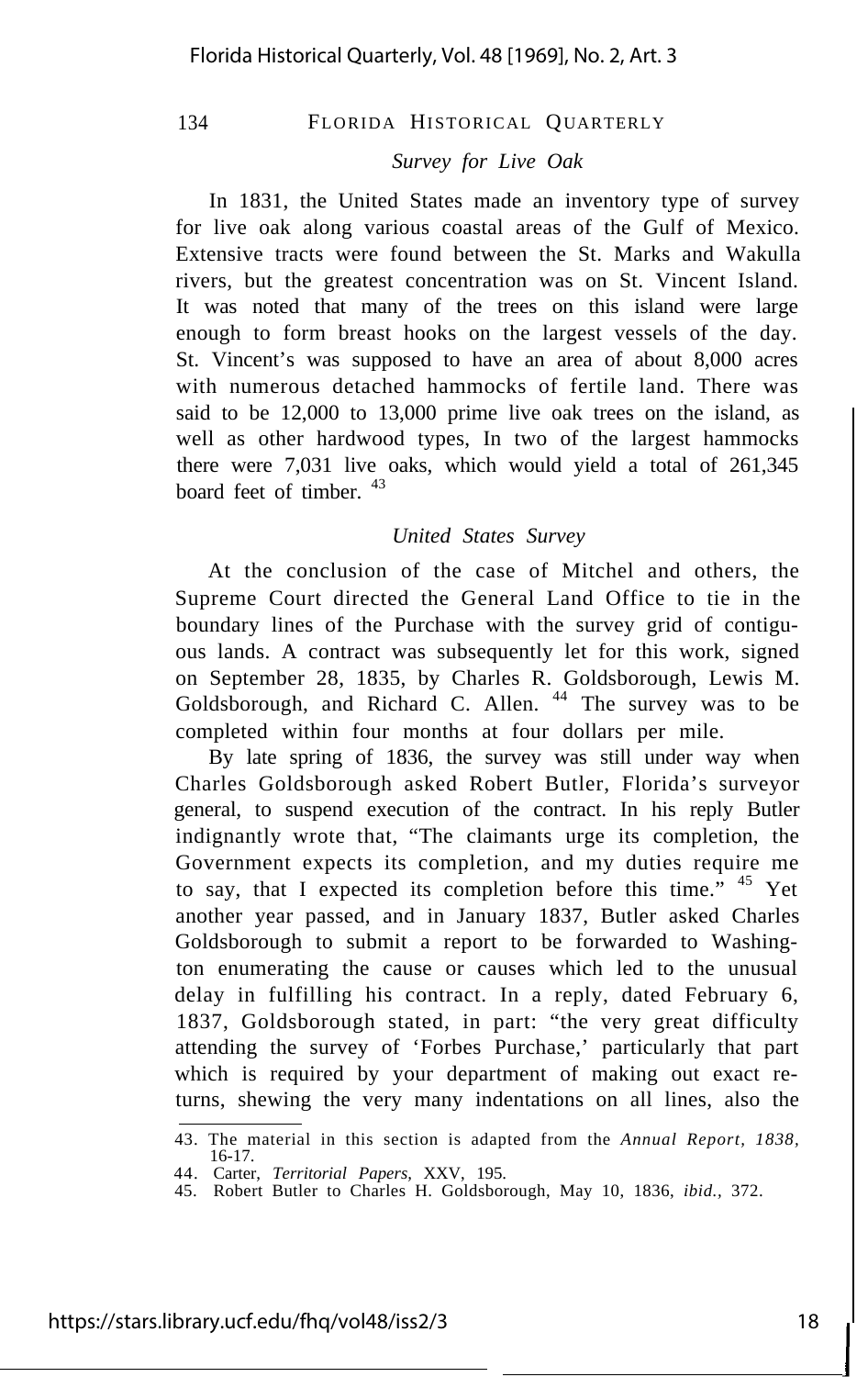### *Survey for Live Oak*

In 1831, the United States made an inventory type of survey for live oak along various coastal areas of the Gulf of Mexico. Extensive tracts were found between the St. Marks and Wakulla rivers, but the greatest concentration was on St. Vincent Island. It was noted that many of the trees on this island were large enough to form breast hooks on the largest vessels of the day. St. Vincent's was supposed to have an area of about 8,000 acres with numerous detached hammocks of fertile land. There was said to be 12,000 to 13,000 prime live oak trees on the island, as well as other hardwood types, In two of the largest hammocks there were 7,031 live oaks, which would yield a total of 261,345 board feet of timber. [43]

### *United States Survey*

At the conclusion of the case of Mitchel and others, the Supreme Court directed the General Land Office to tie in the boundary lines of the Purchase with the survey grid of contiguous lands. A contract was subsequently let for this work, signed on September 28, 1835, by Charles R. Goldsborough, Lewis M. Goldsborough, and Richard C. Allen. [44] The survey was to be completed within four months at four dollars per mile.

By late spring of 1836, the survey was still under way when Charles Goldsborough asked Robert Butler, Florida's surveyor general, to suspend execution of the contract. In his reply Butler indignantly wrote that, "The claimants urge its completion, the Government expects its completion, and my duties require me to say, that I expected its completion before this time." [45] Yet another year passed, and in January 1837, Butler asked Charles Goldsborough to submit a report to be forwarded to Washington enumerating the cause or causes which led to the unusual delay in fulfilling his contract. In a reply, dated February 6, 1837, Goldsborough stated, in part: "the very great difficulty attending the survey of 'Forbes Purchase,' particularly that part which is required by your department of making out exact returns, shewing the very many indentations on all lines, also the

---

43. The material in this section is adapted from the *Annual Report, 1838,* 16-17.
44. Carter, *Territorial Papers,* XXV, 195.
45. Robert Butler to Charles H. Goldsborough, May 10, 1836, *ibid.,* 372.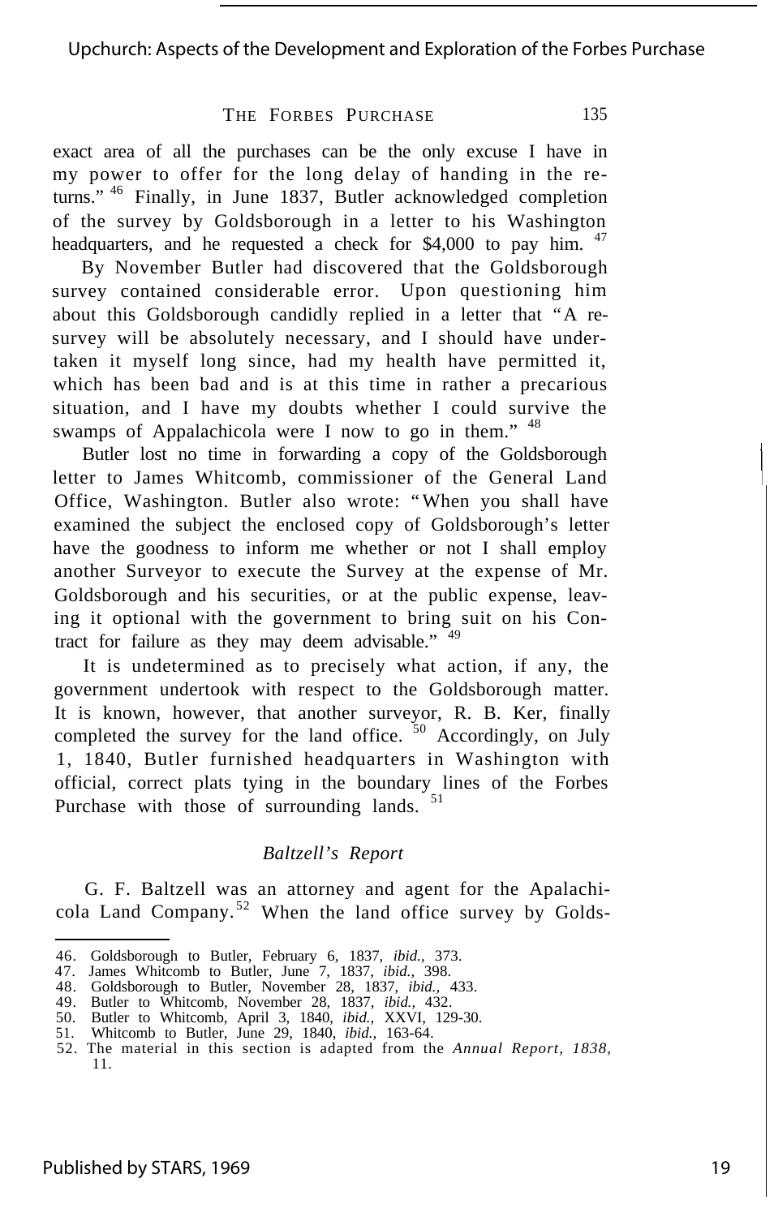exact area of all the purchases can be the only excuse I have in my power to offer for the long delay of handing in the returns." [46] Finally, in June 1837, Butler acknowledged completion of the survey by Goldsborough in a letter to his Washington headquarters, and he requested a check for $4,000 to pay him. [47]

By November Butler had discovered that the Goldsborough survey contained considerable error. Upon questioning him about this Goldsborough candidly replied in a letter that "A resurvey will be absolutely necessary, and I should have undertaken it myself long since, had my health have permitted it, which has been bad and is at this time in rather a precarious situation, and I have my doubts whether I could survive the swamps of Appalachicola were I now to go in them." [48]

Butler lost no time in forwarding a copy of the Goldsborough letter to James Whitcomb, commissioner of the General Land Office, Washington. Butler also wrote: "When you shall have examined the subject the enclosed copy of Goldsborough's letter have the goodness to inform me whether or not I shall employ another Surveyor to execute the Survey at the expense of Mr. Goldsborough and his securities, or at the public expense, leaving it optional with the government to bring suit on his Contract for failure as they may deem advisable." [49]

It is undetermined as to precisely what action, if any, the government undertook with respect to the Goldsborough matter. It is known, however, that another surveyor, R. B. Ker, finally completed the survey for the land office. [50] Accordingly, on July 1, 1840, Butler furnished headquarters in Washington with official, correct plats tying in the boundary lines of the Forbes Purchase with those of surrounding lands. [51]

### *Baltzell's Report*

G. F. Baltzell was an attorney and agent for the Apalachicola Land Company.[52] When the land office survey by Golds-

---

46. Goldsborough to Butler, February 6, 1837, *ibid.*, 373.
47. James Whitcomb to Butler, June 7, 1837, *ibid.*, 398.
48. Goldsborough to Butler, November 28, 1837, *ibid.*, 433.
49. Butler to Whitcomb, November 28, 1837, *ibid.*, 432.
50. Butler to Whitcomb, April 3, 1840, *ibid.*, XXVI, 129-30.
51. Whitcomb to Butler, June 29, 1840, *ibid.*, 163-64.
52. The material in this section is adapted from the *Annual Report, 1838,* 11.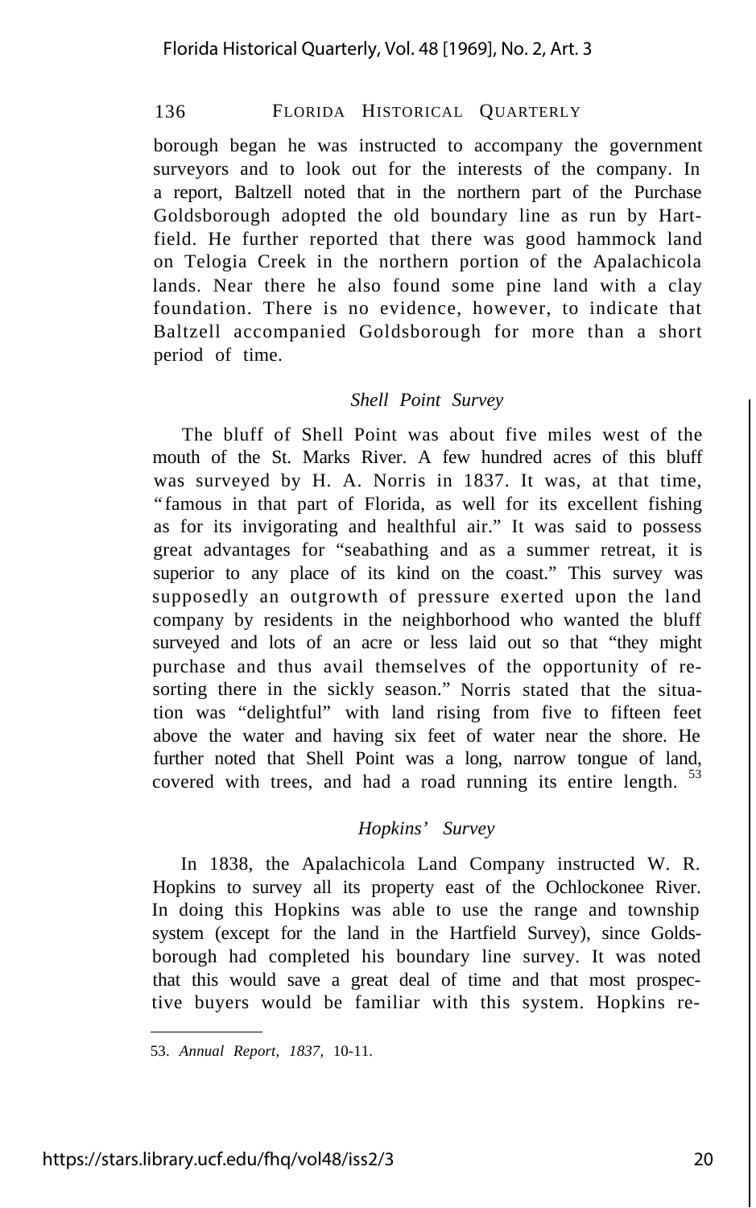borough began he was instructed to accompany the government surveyors and to look out for the interests of the company. In a report, Baltzell noted that in the northern part of the Purchase Goldsborough adopted the old boundary line as run by Hartfield. He further reported that there was good hammock land on Telogia Creek in the northern portion of the Apalachicola lands. Near there he also found some pine land with a clay foundation. There is no evidence, however, to indicate that Baltzell accompanied Goldsborough for more than a short period of time.

### *Shell Point Survey*

The bluff of Shell Point was about five miles west of the mouth of the St. Marks River. A few hundred acres of this bluff was surveyed by H. A. Norris in 1837. It was, at that time, "famous in that part of Florida, as well for its excellent fishing as for its invigorating and healthful air." It was said to possess great advantages for "seabathing and as a summer retreat, it is superior to any place of its kind on the coast." This survey was supposedly an outgrowth of pressure exerted upon the land company by residents in the neighborhood who wanted the bluff surveyed and lots of an acre or less laid out so that "they might purchase and thus avail themselves of the opportunity of resorting there in the sickly season." Norris stated that the situation was "delightful" with land rising from five to fifteen feet above the water and having six feet of water near the shore. He further noted that Shell Point was a long, narrow tongue of land, covered with trees, and had a road running its entire length. [53]

### *Hopkins' Survey*

In 1838, the Apalachicola Land Company instructed W. R. Hopkins to survey all its property east of the Ochlockonee River. In doing this Hopkins was able to use the range and township system (except for the land in the Hartfield Survey), since Goldsborough had completed his boundary line survey. It was noted that this would save a great deal of time and that most prospective buyers would be familiar with this system. Hopkins re-

---

53. *Annual Report, 1837,* 10-11.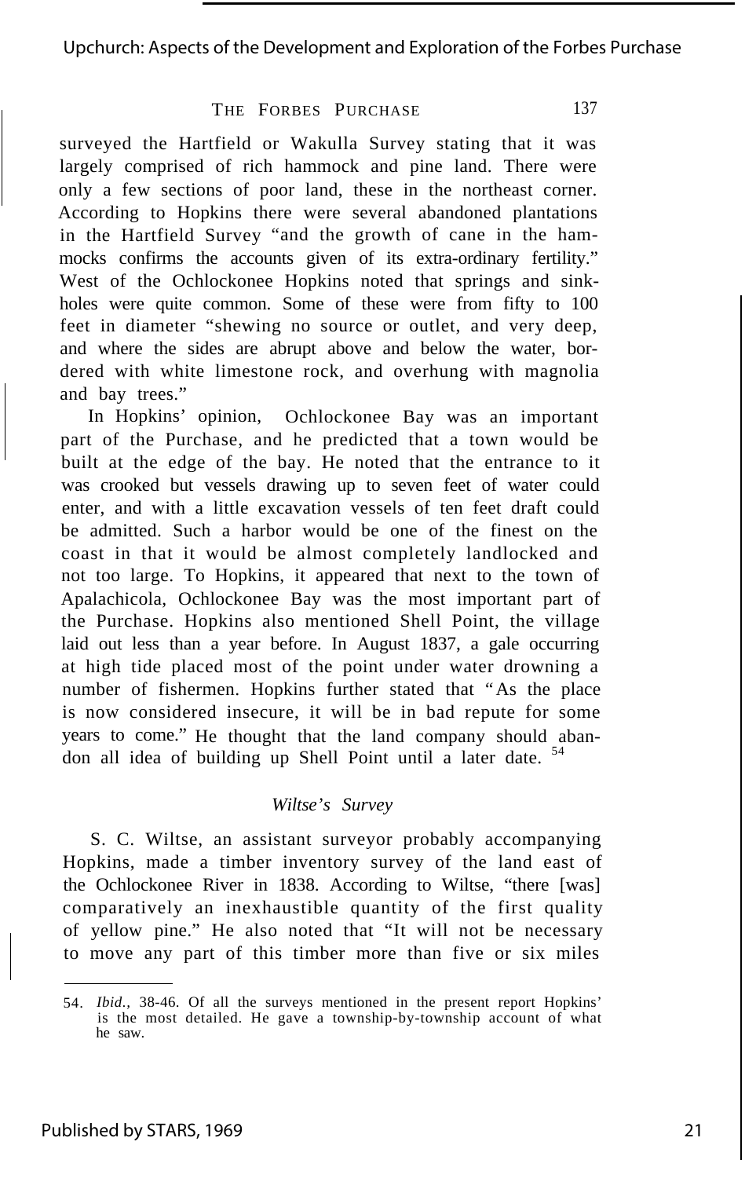surveyed the Hartfield or Wakulla Survey stating that it was largely comprised of rich hammock and pine land. There were only a few sections of poor land, these in the northeast corner. According to Hopkins there were several abandoned plantations in the Hartfield Survey "and the growth of cane in the hammocks confirms the accounts given of its extra-ordinary fertility." West of the Ochlockonee Hopkins noted that springs and sinkholes were quite common. Some of these were from fifty to 100 feet in diameter "shewing no source or outlet, and very deep, and where the sides are abrupt above and below the water, bordered with white limestone rock, and overhung with magnolia and bay trees."

In Hopkins' opinion, Ochlockonee Bay was an important part of the Purchase, and he predicted that a town would be built at the edge of the bay. He noted that the entrance to it was crooked but vessels drawing up to seven feet of water could enter, and with a little excavation vessels of ten feet draft could be admitted. Such a harbor would be one of the finest on the coast in that it would be almost completely landlocked and not too large. To Hopkins, it appeared that next to the town of Apalachicola, Ochlockonee Bay was the most important part of the Purchase. Hopkins also mentioned Shell Point, the village laid out less than a year before. In August 1837, a gale occurring at high tide placed most of the point under water drowning a number of fishermen. Hopkins further stated that "As the place is now considered insecure, it will be in bad repute for some years to come." He thought that the land company should abandon all idea of building up Shell Point until a later date. [54]

### *Wiltse's Survey*

S. C. Wiltse, an assistant surveyor probably accompanying Hopkins, made a timber inventory survey of the land east of the Ochlockonee River in 1838. According to Wiltse, "there [was] comparatively an inexhaustible quantity of the first quality of yellow pine." He also noted that "It will not be necessary to move any part of this timber more than five or six miles

---

54. *Ibid.*, 38-46. Of all the surveys mentioned in the present report Hopkins' is the most detailed. He gave a township-by-township account of what he saw.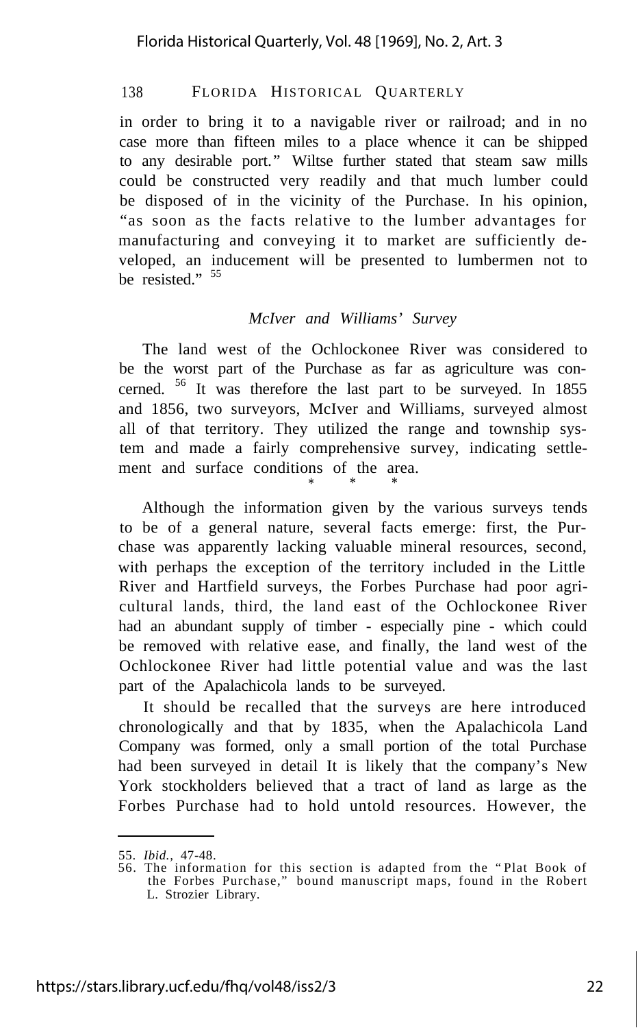in order to bring it to a navigable river or railroad; and in no case more than fifteen miles to a place whence it can be shipped to any desirable port." Wiltse further stated that steam saw mills could be constructed very readily and that much lumber could be disposed of in the vicinity of the Purchase. In his opinion, "as soon as the facts relative to the lumber advantages for manufacturing and conveying it to market are sufficiently developed, an inducement will be presented to lumbermen not to be resisted." [55]

### *McIver and Williams' Survey*

The land west of the Ochlockonee River was considered to be the worst part of the Purchase as far as agriculture was concerned. [56] It was therefore the last part to be surveyed. In 1855 and 1856, two surveyors, McIver and Williams, surveyed almost all of that territory. They utilized the range and township system and made a fairly comprehensive survey, indicating settlement and surface conditions of the area.

\* \* \*

Although the information given by the various surveys tends to be of a general nature, several facts emerge: first, the Purchase was apparently lacking valuable mineral resources, second, with perhaps the exception of the territory included in the Little River and Hartfield surveys, the Forbes Purchase had poor agricultural lands, third, the land east of the Ochlockonee River had an abundant supply of timber - especially pine - which could be removed with relative ease, and finally, the land west of the Ochlockonee River had little potential value and was the last part of the Apalachicola lands to be surveyed.

It should be recalled that the surveys are here introduced chronologically and that by 1835, when the Apalachicola Land Company was formed, only a small portion of the total Purchase had been surveyed in detail It is likely that the company's New York stockholders believed that a tract of land as large as the Forbes Purchase had to hold untold resources. However, the

---

55. *Ibid.,* 47-48.
56. The information for this section is adapted from the "Plat Book of the Forbes Purchase," bound manuscript maps, found in the Robert L. Strozier Library.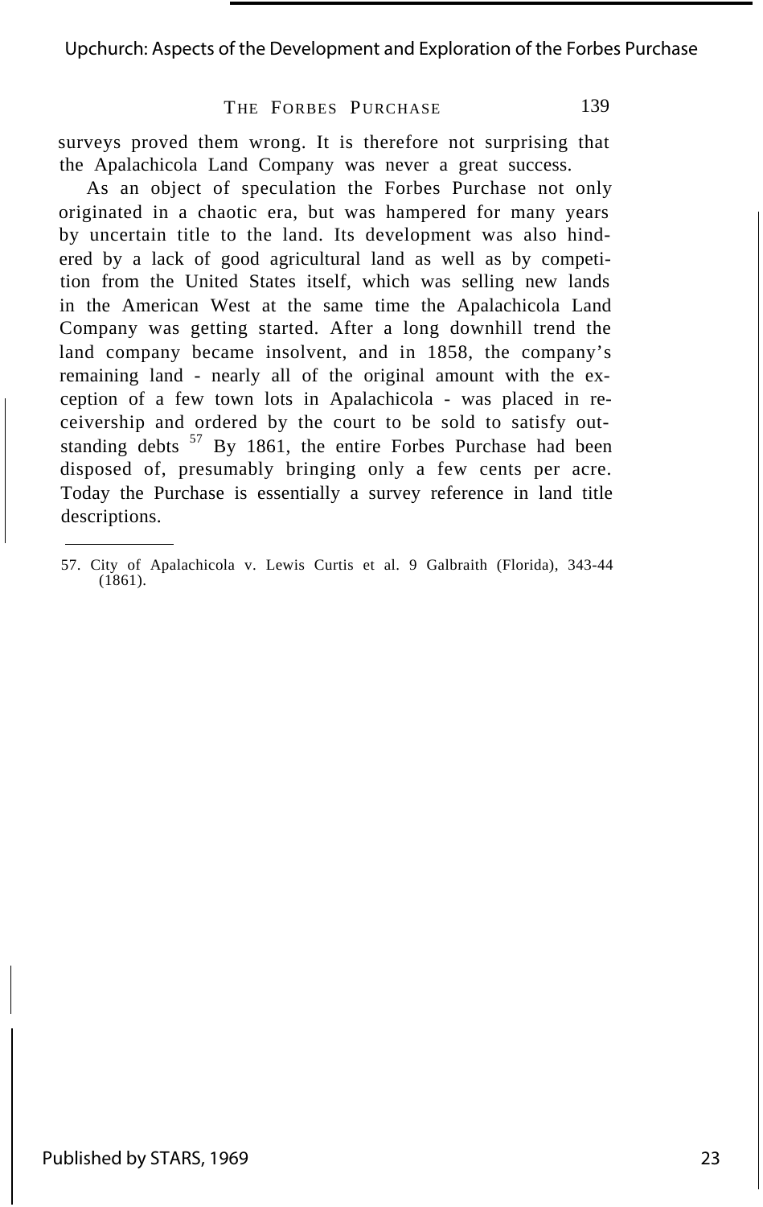surveys proved them wrong. It is therefore not surprising that the Apalachicola Land Company was never a great success.

As an object of speculation the Forbes Purchase not only originated in a chaotic era, but was hampered for many years by uncertain title to the land. Its development was also hindered by a lack of good agricultural land as well as by competition from the United States itself, which was selling new lands in the American West at the same time the Apalachicola Land Company was getting started. After a long downhill trend the land company became insolvent, and in 1858, the company's remaining land - nearly all of the original amount with the exception of a few town lots in Apalachicola - was placed in receivership and ordered by the court to be sold to satisfy outstanding debts [57] By 1861, the entire Forbes Purchase had been disposed of, presumably bringing only a few cents per acre. Today the Purchase is essentially a survey reference in land title descriptions.

---

57. City of Apalachicola v. Lewis Curtis et al. 9 Galbraith (Florida), 343-44 (1861).